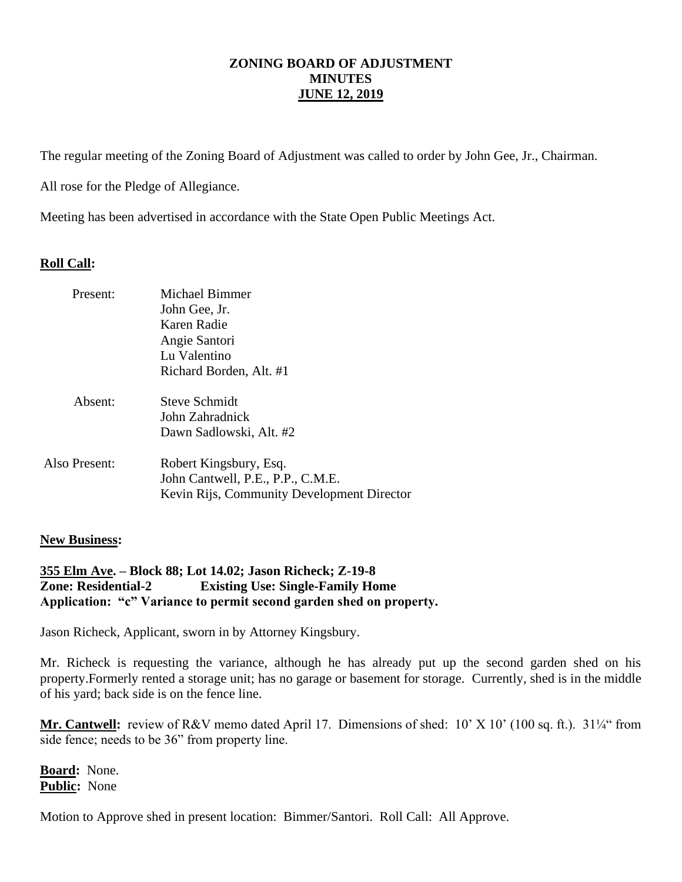# ZONING BOARD OF ADJUSTMENT
# MINUTES
# JUNE 12, 2019

The regular meeting of the Zoning Board of Adjustment was called to order by John Gee, Jr., Chairman.

All rose for the Pledge of Allegiance.

Meeting has been advertised in accordance with the State Open Public Meetings Act.

**Roll Call:**

Present:
- Michael Bimmer
- John Gee, Jr.
- Karen Radie
- Angie Santori
- Lu Valentino
- Richard Borden, Alt. #1

Absent:
- Steve Schmidt
- John Zahradnick
- Dawn Sadlowski, Alt. #2

Also Present:
- Robert Kingsbury, Esq.
- John Cantwell, P.E., P.P., C.M.E.
- Kevin Rijs, Community Development Director

**New Business:**

**355 Elm Ave. – Block 88; Lot 14.02; Jason Richeck; Z-19-8**
**Zone: Residential-2 Existing Use: Single-Family Home**
**Application: "c" Variance to permit second garden shed on property.**

Jason Richeck, Applicant, sworn in by Attorney Kingsbury.

Mr. Richeck is requesting the variance, although he has already put up the second garden shed on his property.Formerly rented a storage unit; has no garage or basement for storage. Currently, shed is in the middle of his yard; back side is on the fence line.

**Mr. Cantwell:** review of R&V memo dated April 17. Dimensions of shed: 10' X 10' (100 sq. ft.). 31¼" from side fence; needs to be 36" from property line.

**Board:** None.
**Public:** None

Motion to Approve shed in present location: Bimmer/Santori. Roll Call: All Approve.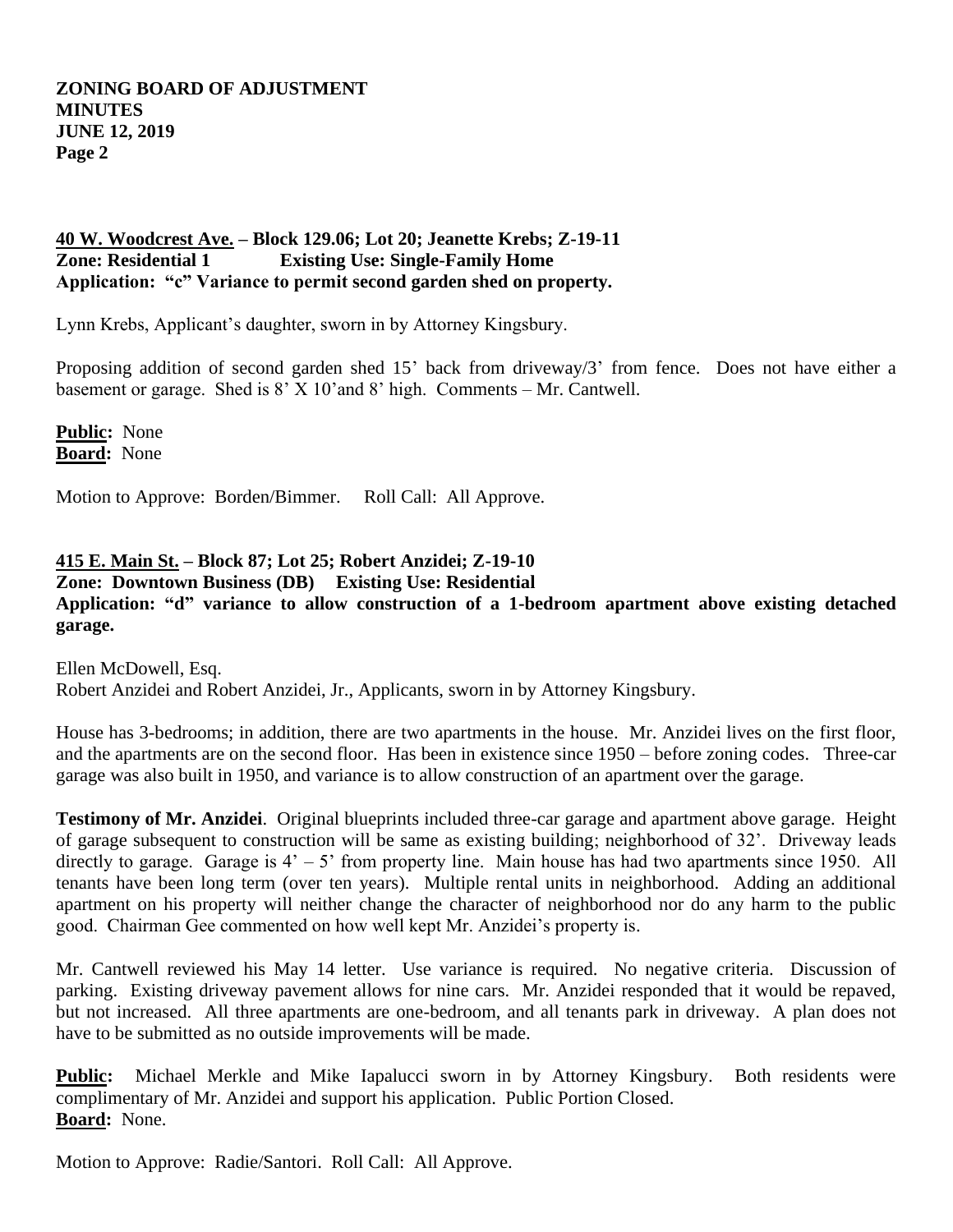**40 W. Woodcrest Ave. – Block 129.06; Lot 20; Jeanette Krebs; Z-19-11**
**Zone: Residential 1 Existing Use: Single-Family Home**
**Application: "c" Variance to permit second garden shed on property.**

Lynn Krebs, Applicant's daughter, sworn in by Attorney Kingsbury.

Proposing addition of second garden shed 15' back from driveway/3' from fence. Does not have either a basement or garage. Shed is 8' X 10'and 8' high. Comments – Mr. Cantwell.

**Public:** None
**Board:** None

Motion to Approve: Borden/Bimmer. Roll Call: All Approve.

**415 E. Main St. – Block 87; Lot 25; Robert Anzidei; Z-19-10**
**Zone: Downtown Business (DB) Existing Use: Residential**
**Application: "d" variance to allow construction of a 1-bedroom apartment above existing detached garage.**

Ellen McDowell, Esq.
Robert Anzidei and Robert Anzidei, Jr., Applicants, sworn in by Attorney Kingsbury.

House has 3-bedrooms; in addition, there are two apartments in the house. Mr. Anzidei lives on the first floor, and the apartments are on the second floor. Has been in existence since 1950 – before zoning codes. Three-car garage was also built in 1950, and variance is to allow construction of an apartment over the garage.

**Testimony of Mr. Anzidei**. Original blueprints included three-car garage and apartment above garage. Height of garage subsequent to construction will be same as existing building; neighborhood of 32'. Driveway leads directly to garage. Garage is 4' – 5' from property line. Main house has had two apartments since 1950. All tenants have been long term (over ten years). Multiple rental units in neighborhood. Adding an additional apartment on his property will neither change the character of neighborhood nor do any harm to the public good. Chairman Gee commented on how well kept Mr. Anzidei's property is.

Mr. Cantwell reviewed his May 14 letter. Use variance is required. No negative criteria. Discussion of parking. Existing driveway pavement allows for nine cars. Mr. Anzidei responded that it would be repaved, but not increased. All three apartments are one-bedroom, and all tenants park in driveway. A plan does not have to be submitted as no outside improvements will be made.

**Public:** Michael Merkle and Mike Iapalucci sworn in by Attorney Kingsbury. Both residents were complimentary of Mr. Anzidei and support his application. Public Portion Closed.
**Board:** None.

Motion to Approve: Radie/Santori. Roll Call: All Approve.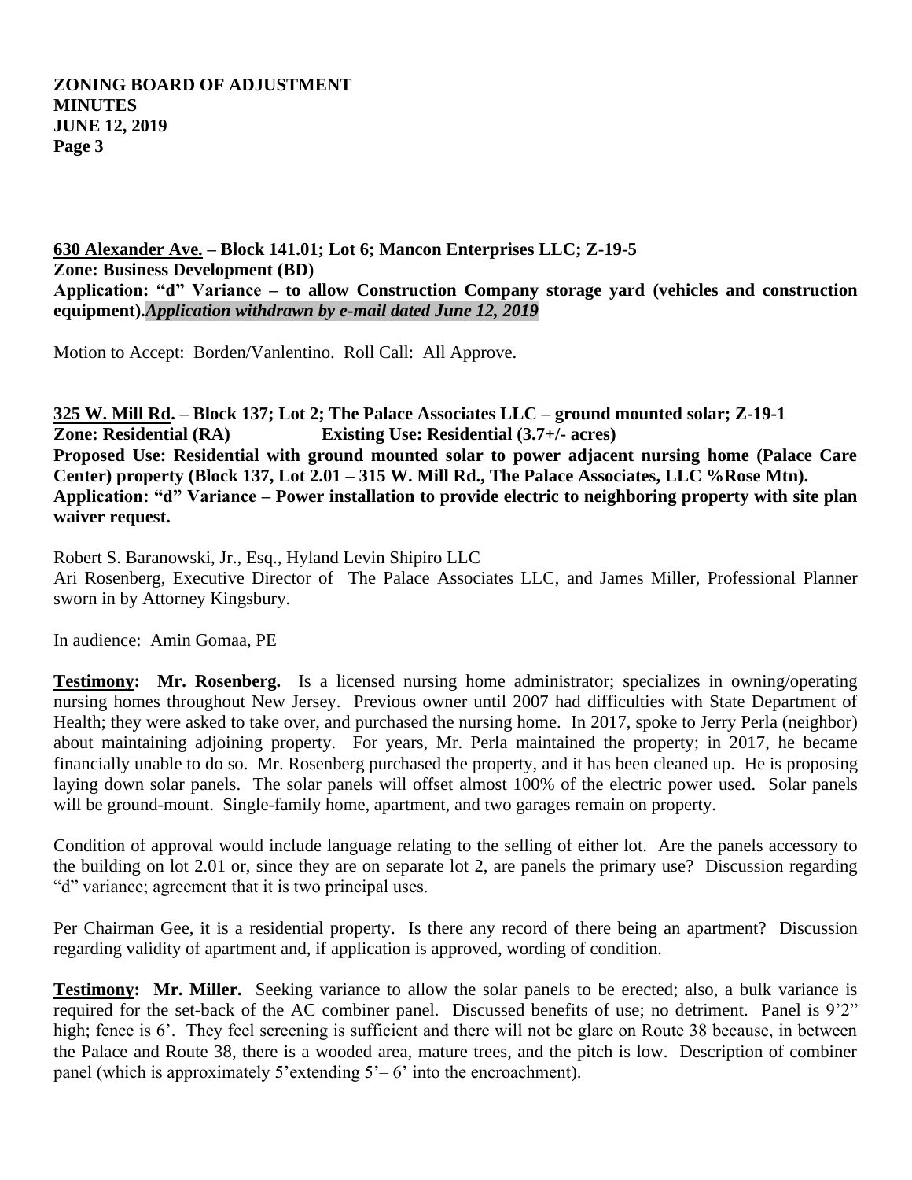**630 Alexander Ave. – Block 141.01; Lot 6; Mancon Enterprises LLC; Z-19-5**
**Zone: Business Development (BD)**
**Application: "d" Variance – to allow Construction Company storage yard (vehicles and construction equipment).*Application withdrawn by e-mail dated June 12, 2019***

Motion to Accept: Borden/Vanlentino. Roll Call: All Approve.

**325 W. Mill Rd. – Block 137; Lot 2; The Palace Associates LLC – ground mounted solar; Z-19-1**
**Zone: Residential (RA) Existing Use: Residential (3.7+/- acres)**
**Proposed Use: Residential with ground mounted solar to power adjacent nursing home (Palace Care Center) property (Block 137, Lot 2.01 – 315 W. Mill Rd., The Palace Associates, LLC %Rose Mtn).**
**Application: "d" Variance – Power installation to provide electric to neighboring property with site plan waiver request.**

Robert S. Baranowski, Jr., Esq., Hyland Levin Shipiro LLC
Ari Rosenberg, Executive Director of The Palace Associates LLC, and James Miller, Professional Planner sworn in by Attorney Kingsbury.

In audience: Amin Gomaa, PE

**Testimony: Mr. Rosenberg.** Is a licensed nursing home administrator; specializes in owning/operating nursing homes throughout New Jersey. Previous owner until 2007 had difficulties with State Department of Health; they were asked to take over, and purchased the nursing home. In 2017, spoke to Jerry Perla (neighbor) about maintaining adjoining property. For years, Mr. Perla maintained the property; in 2017, he became financially unable to do so. Mr. Rosenberg purchased the property, and it has been cleaned up. He is proposing laying down solar panels. The solar panels will offset almost 100% of the electric power used. Solar panels will be ground-mount. Single-family home, apartment, and two garages remain on property.

Condition of approval would include language relating to the selling of either lot. Are the panels accessory to the building on lot 2.01 or, since they are on separate lot 2, are panels the primary use? Discussion regarding "d" variance; agreement that it is two principal uses.

Per Chairman Gee, it is a residential property. Is there any record of there being an apartment? Discussion regarding validity of apartment and, if application is approved, wording of condition.

**Testimony: Mr. Miller.** Seeking variance to allow the solar panels to be erected; also, a bulk variance is required for the set-back of the AC combiner panel. Discussed benefits of use; no detriment. Panel is 9'2" high; fence is 6'. They feel screening is sufficient and there will not be glare on Route 38 because, in between the Palace and Route 38, there is a wooded area, mature trees, and the pitch is low. Description of combiner panel (which is approximately 5'extending 5'– 6' into the encroachment).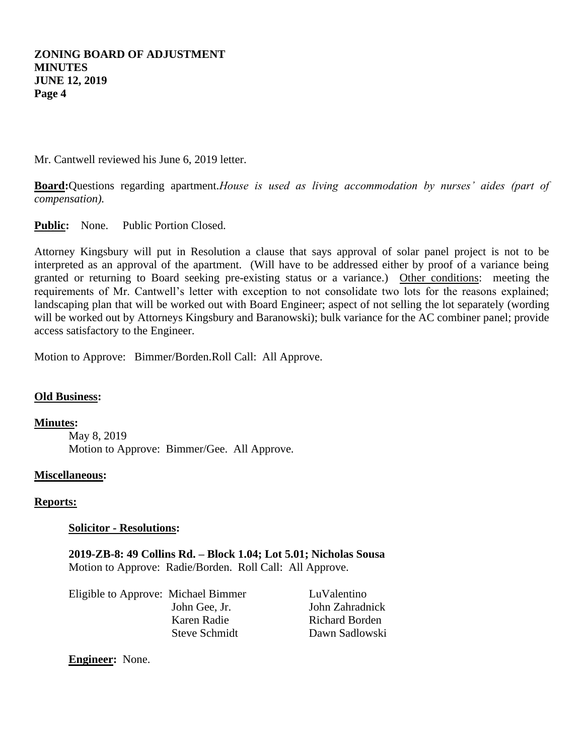Mr. Cantwell reviewed his June 6, 2019 letter.

**Board:** Questions regarding apartment. *House is used as living accommodation by nurses' aides (part of compensation).*

**Public:** None. Public Portion Closed.

Attorney Kingsbury will put in Resolution a clause that says approval of solar panel project is not to be interpreted as an approval of the apartment. (Will have to be addressed either by proof of a variance being granted or returning to Board seeking pre-existing status or a variance.) Other conditions: meeting the requirements of Mr. Cantwell's letter with exception to not consolidate two lots for the reasons explained; landscaping plan that will be worked out with Board Engineer; aspect of not selling the lot separately (wording will be worked out by Attorneys Kingsbury and Baranowski); bulk variance for the AC combiner panel; provide access satisfactory to the Engineer.

Motion to Approve: Bimmer/Borden. Roll Call: All Approve.

**Old Business:**

**Minutes:**

May 8, 2019
Motion to Approve: Bimmer/Gee. All Approve.

**Miscellaneous:**

**Reports:**

**Solicitor - Resolutions:**

**2019-ZB-8: 49 Collins Rd. – Block 1.04; Lot 5.01; Nicholas Sousa**
Motion to Approve: Radie/Borden. Roll Call: All Approve.

Eligible to Approve: Michael Bimmer, John Gee, Jr., Karen Radie, Steve Schmidt, LuValentino, John Zahradnick, Richard Borden, Dawn Sadlowski

**Engineer:** None.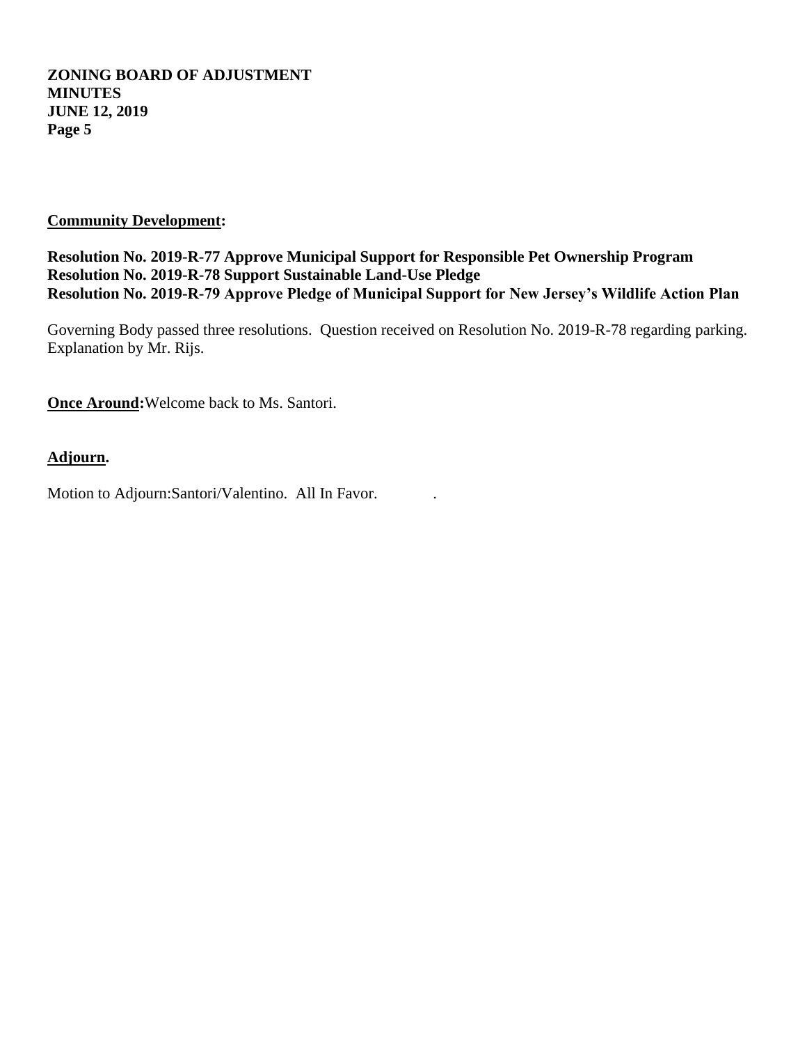**Community Development:**

**Resolution No. 2019-R-77 Approve Municipal Support for Responsible Pet Ownership Program**
**Resolution No. 2019-R-78 Support Sustainable Land-Use Pledge**
**Resolution No. 2019-R-79 Approve Pledge of Municipal Support for New Jersey's Wildlife Action Plan**

Governing Body passed three resolutions. Question received on Resolution No. 2019-R-78 regarding parking. Explanation by Mr. Rijs.

**Once Around:** Welcome back to Ms. Santori.

**Adjourn.**

Motion to Adjourn: Santori/Valentino. All In Favor.